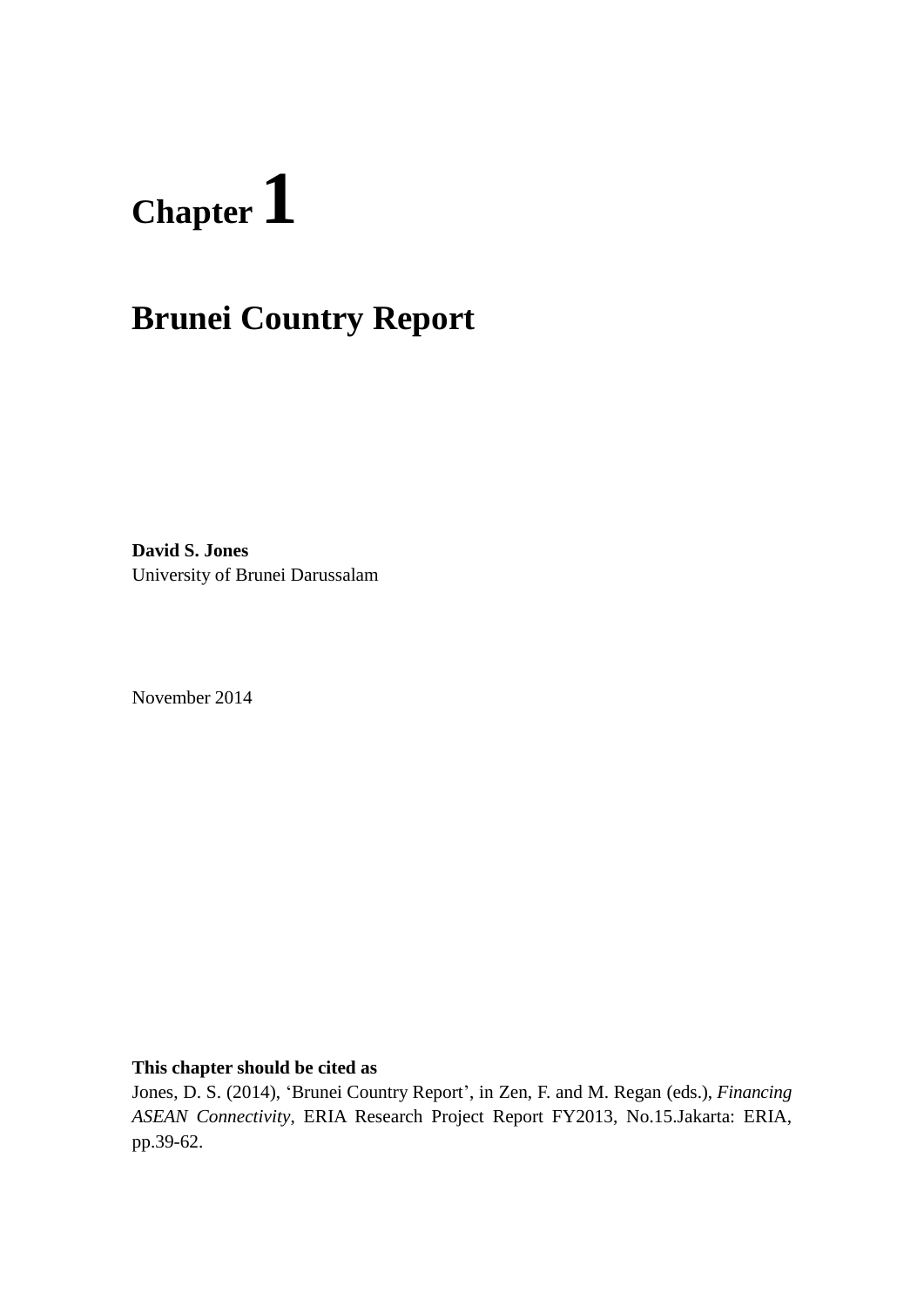# Chapter 1

# Brunei Country Report

**David S. Jones**
University of Brunei Darussalam

November 2014

**This chapter should be cited as**

Jones, D. S. (2014), 'Brunei Country Report', in Zen, F. and M. Regan (eds.), *Financing ASEAN Connectivity*, ERIA Research Project Report FY2013, No.15.Jakarta: ERIA, pp.39-62.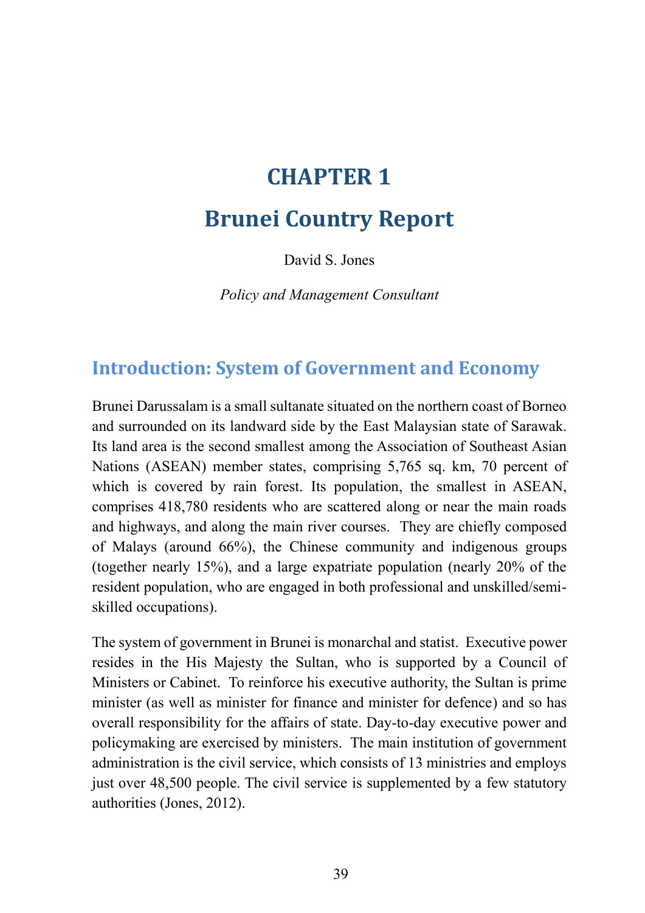# CHAPTER 1

# Brunei Country Report

David S. Jones

*Policy and Management Consultant*

## Introduction: System of Government and Economy

Brunei Darussalam is a small sultanate situated on the northern coast of Borneo and surrounded on its landward side by the East Malaysian state of Sarawak. Its land area is the second smallest among the Association of Southeast Asian Nations (ASEAN) member states, comprising 5,765 sq. km, 70 percent of which is covered by rain forest. Its population, the smallest in ASEAN, comprises 418,780 residents who are scattered along or near the main roads and highways, and along the main river courses. They are chiefly composed of Malays (around 66%), the Chinese community and indigenous groups (together nearly 15%), and a large expatriate population (nearly 20% of the resident population, who are engaged in both professional and unskilled/semi-skilled occupations).

The system of government in Brunei is monarchal and statist. Executive power resides in the His Majesty the Sultan, who is supported by a Council of Ministers or Cabinet. To reinforce his executive authority, the Sultan is prime minister (as well as minister for finance and minister for defence) and so has overall responsibility for the affairs of state. Day-to-day executive power and policymaking are exercised by ministers. The main institution of government administration is the civil service, which consists of 13 ministries and employs just over 48,500 people. The civil service is supplemented by a few statutory authorities (Jones, 2012).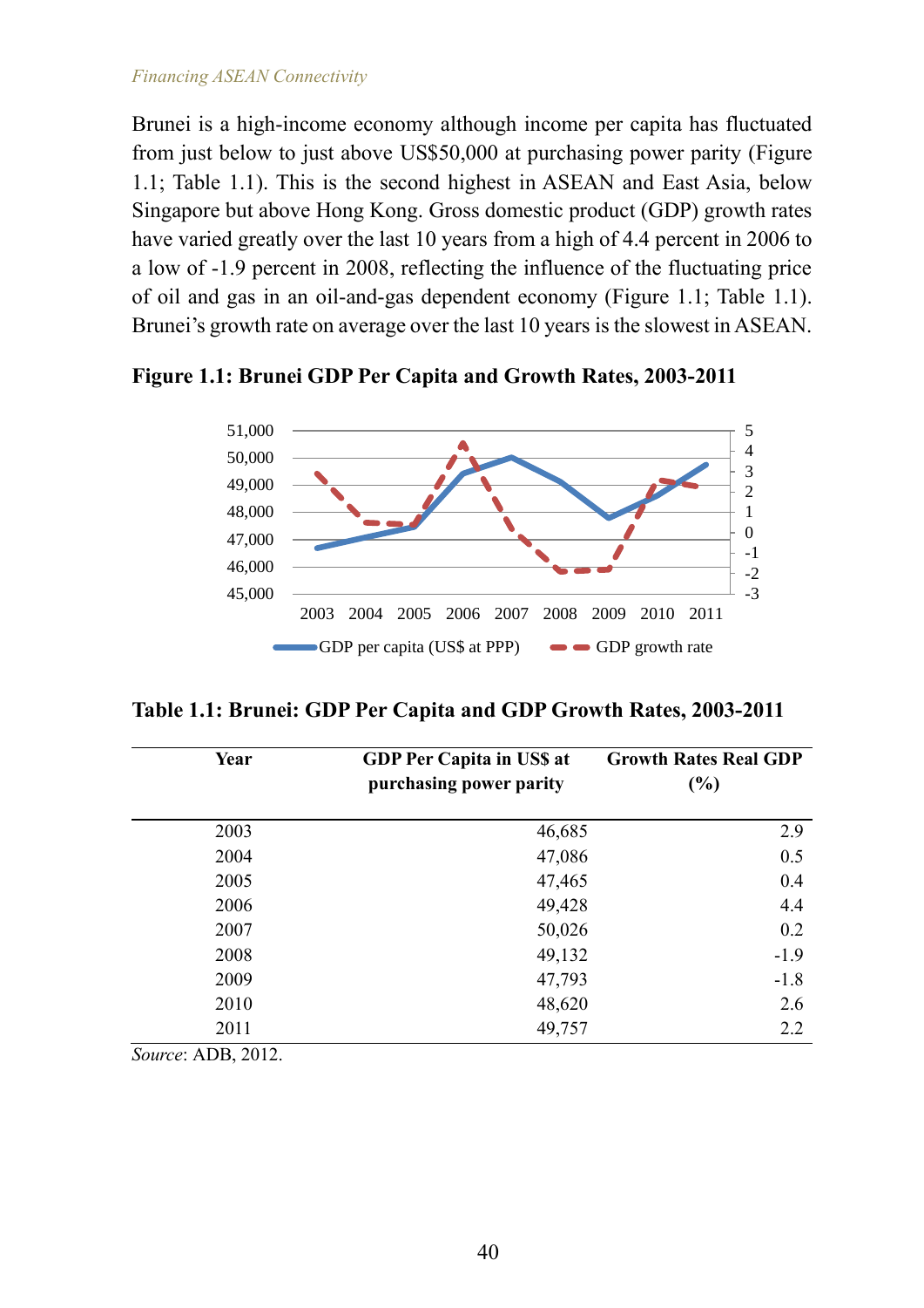Brunei is a high-income economy although income per capita has fluctuated from just below to just above US$50,000 at purchasing power parity (Figure 1.1; Table 1.1). This is the second highest in ASEAN and East Asia, below Singapore but above Hong Kong. Gross domestic product (GDP) growth rates have varied greatly over the last 10 years from a high of 4.4 percent in 2006 to a low of -1.9 percent in 2008, reflecting the influence of the fluctuating price of oil and gas in an oil-and-gas dependent economy (Figure 1.1; Table 1.1). Brunei's growth rate on average over the last 10 years is the slowest in ASEAN.

**Figure 1.1: Brunei GDP Per Capita and Growth Rates, 2003-2011**

**Table 1.1: Brunei: GDP Per Capita and GDP Growth Rates, 2003-2011**

| Year | GDP Per Capita in US$ at purchasing power parity | Growth Rates Real GDP (%) |
|---|---|---|
| 2003 | 46,685 | 2.9 |
| 2004 | 47,086 | 0.5 |
| 2005 | 47,465 | 0.4 |
| 2006 | 49,428 | 4.4 |
| 2007 | 50,026 | 0.2 |
| 2008 | 49,132 | -1.9 |
| 2009 | 47,793 | -1.8 |
| 2010 | 48,620 | 2.6 |
| 2011 | 49,757 | 2.2 |

*Source*: ADB, 2012.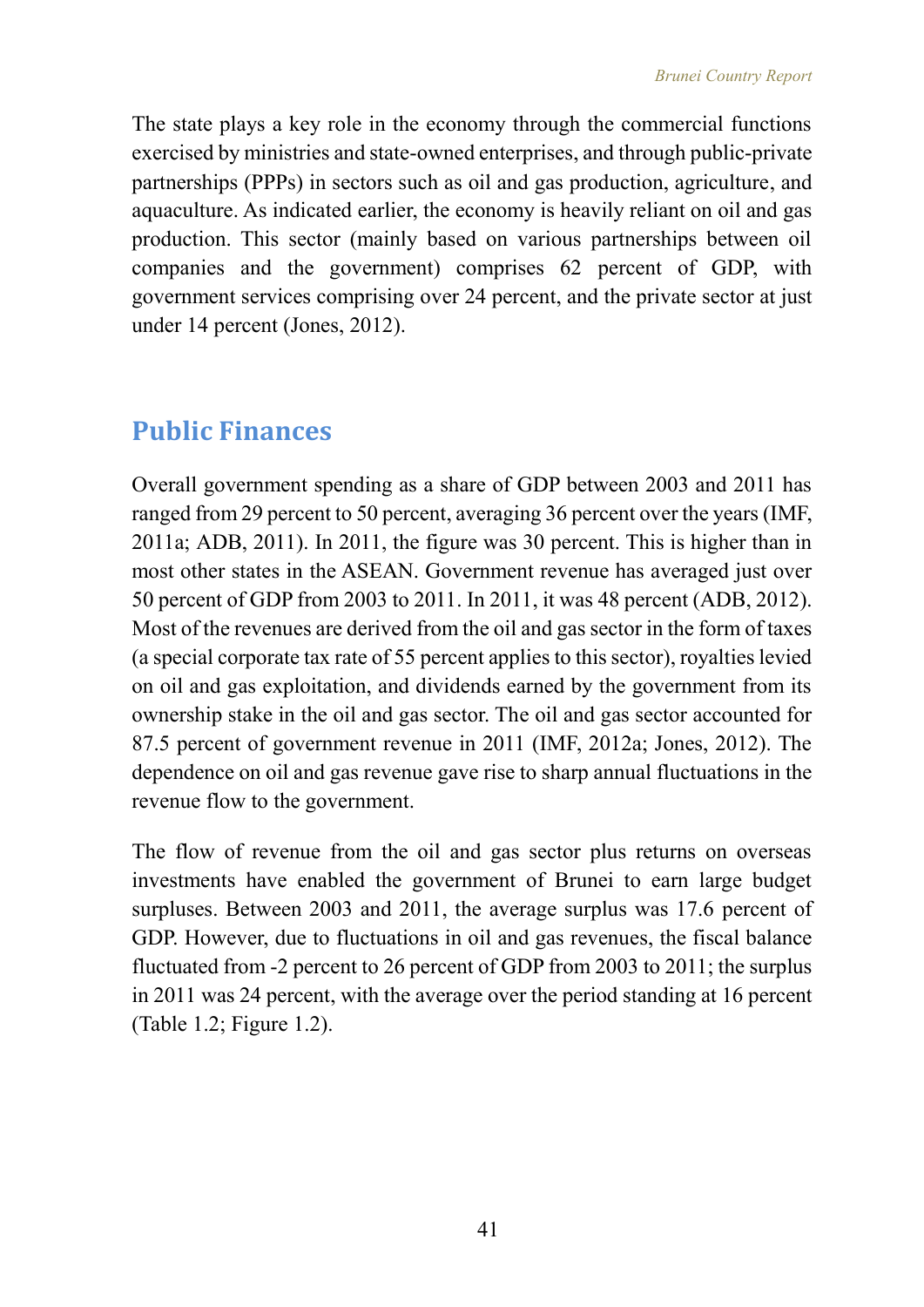The state plays a key role in the economy through the commercial functions exercised by ministries and state-owned enterprises, and through public-private partnerships (PPPs) in sectors such as oil and gas production, agriculture, and aquaculture. As indicated earlier, the economy is heavily reliant on oil and gas production. This sector (mainly based on various partnerships between oil companies and the government) comprises 62 percent of GDP, with government services comprising over 24 percent, and the private sector at just under 14 percent (Jones, 2012).

## Public Finances

Overall government spending as a share of GDP between 2003 and 2011 has ranged from 29 percent to 50 percent, averaging 36 percent over the years (IMF, 2011a; ADB, 2011). In 2011, the figure was 30 percent. This is higher than in most other states in the ASEAN. Government revenue has averaged just over 50 percent of GDP from 2003 to 2011. In 2011, it was 48 percent (ADB, 2012). Most of the revenues are derived from the oil and gas sector in the form of taxes (a special corporate tax rate of 55 percent applies to this sector), royalties levied on oil and gas exploitation, and dividends earned by the government from its ownership stake in the oil and gas sector. The oil and gas sector accounted for 87.5 percent of government revenue in 2011 (IMF, 2012a; Jones, 2012). The dependence on oil and gas revenue gave rise to sharp annual fluctuations in the revenue flow to the government.

The flow of revenue from the oil and gas sector plus returns on overseas investments have enabled the government of Brunei to earn large budget surpluses. Between 2003 and 2011, the average surplus was 17.6 percent of GDP. However, due to fluctuations in oil and gas revenues, the fiscal balance fluctuated from -2 percent to 26 percent of GDP from 2003 to 2011; the surplus in 2011 was 24 percent, with the average over the period standing at 16 percent (Table 1.2; Figure 1.2).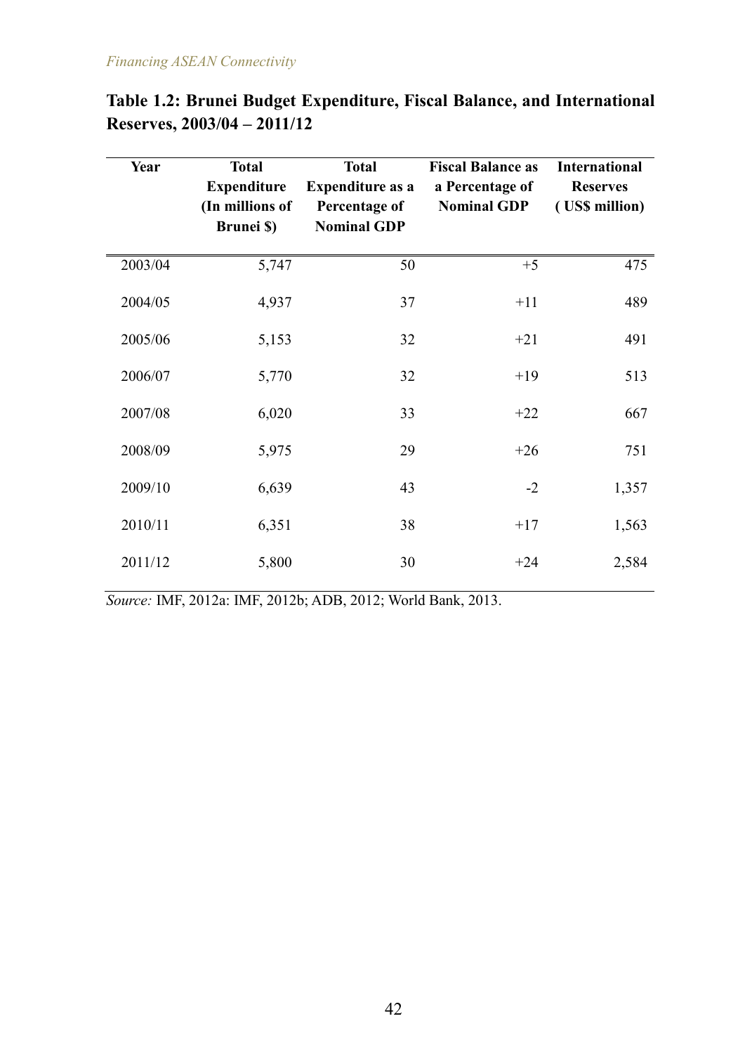**Table 1.2: Brunei Budget Expenditure, Fiscal Balance, and International Reserves, 2003/04 – 2011/12**

| Year | Total Expenditure (In millions of Brunei $) | Total Expenditure as a Percentage of Nominal GDP | Fiscal Balance as a Percentage of Nominal GDP | International Reserves ( US$ million) |
|---|---|---|---|---|
| 2003/04 | 5,747 | 50 | +5 | 475 |
| 2004/05 | 4,937 | 37 | +11 | 489 |
| 2005/06 | 5,153 | 32 | +21 | 491 |
| 2006/07 | 5,770 | 32 | +19 | 513 |
| 2007/08 | 6,020 | 33 | +22 | 667 |
| 2008/09 | 5,975 | 29 | +26 | 751 |
| 2009/10 | 6,639 | 43 | -2 | 1,357 |
| 2010/11 | 6,351 | 38 | +17 | 1,563 |
| 2011/12 | 5,800 | 30 | +24 | 2,584 |

*Source:* IMF, 2012a: IMF, 2012b; ADB, 2012; World Bank, 2013.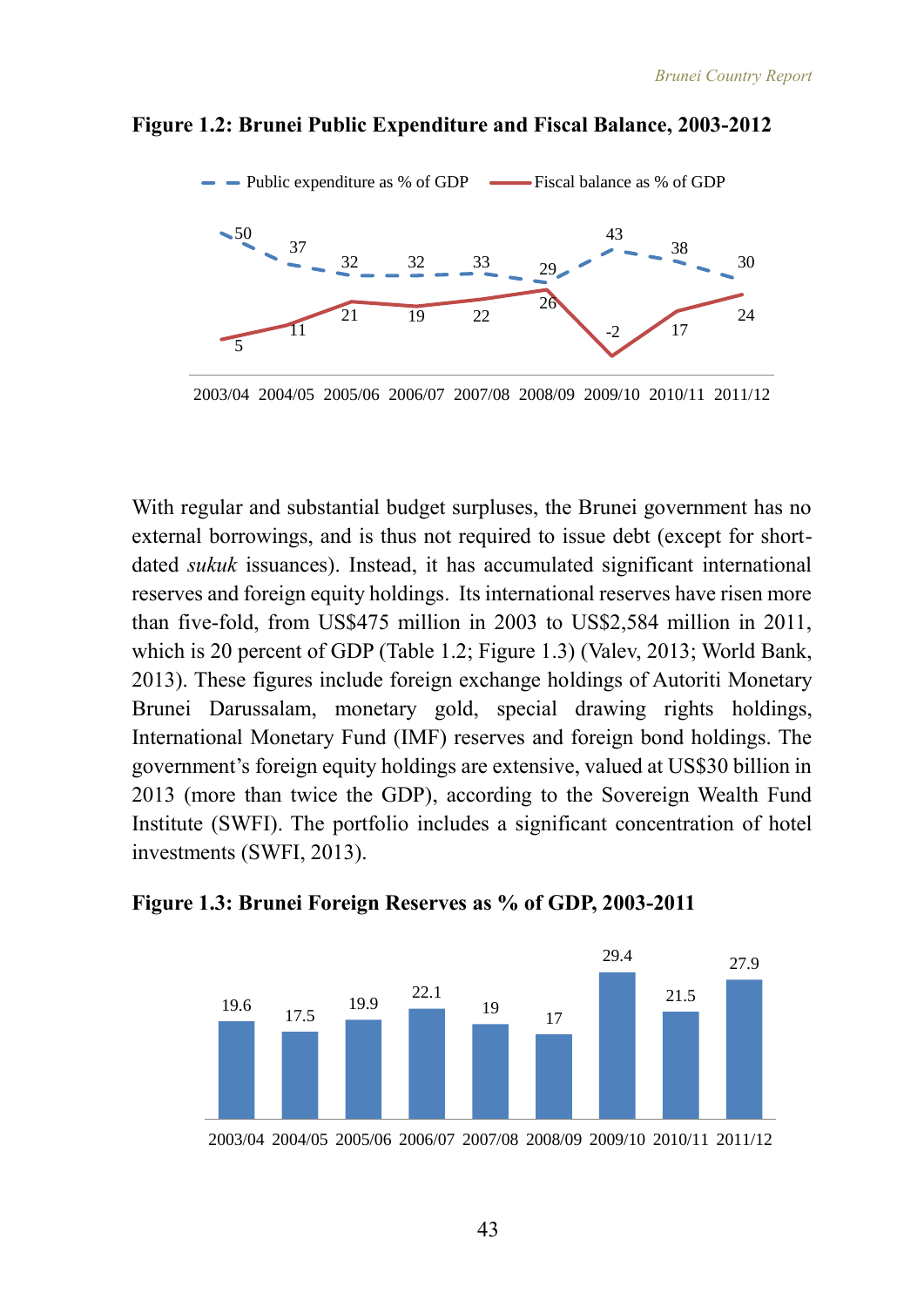**Figure 1.2: Brunei Public Expenditure and Fiscal Balance, 2003-2012**

| | 2003/04 | 2004/05 | 2005/06 | 2006/07 | 2007/08 | 2008/09 | 2009/10 | 2010/11 | 2011/12 |
|---|---|---|---|---|---|---|---|---|---|
| Public expenditure as % of GDP | 50 | 37 | 32 | 32 | 33 | 29 | 43 | 38 | 30 |
| Fiscal balance as % of GDP | 5 | 11 | 21 | 19 | 22 | 26 | -2 | 17 | 24 |

With regular and substantial budget surpluses, the Brunei government has no external borrowings, and is thus not required to issue debt (except for short-dated *sukuk* issuances). Instead, it has accumulated significant international reserves and foreign equity holdings. Its international reserves have risen more than five-fold, from US$475 million in 2003 to US$2,584 million in 2011, which is 20 percent of GDP (Table 1.2; Figure 1.3) (Valev, 2013; World Bank, 2013). These figures include foreign exchange holdings of Autoriti Monetary Brunei Darussalam, monetary gold, special drawing rights holdings, International Monetary Fund (IMF) reserves and foreign bond holdings. The government's foreign equity holdings are extensive, valued at US$30 billion in 2013 (more than twice the GDP), according to the Sovereign Wealth Fund Institute (SWFI). The portfolio includes a significant concentration of hotel investments (SWFI, 2013).

**Figure 1.3: Brunei Foreign Reserves as % of GDP, 2003-2011**

| 2003/04 | 2004/05 | 2005/06 | 2006/07 | 2007/08 | 2008/09 | 2009/10 | 2010/11 | 2011/12 |
|---|---|---|---|---|---|---|---|---|
| 19.6 | 17.5 | 19.9 | 22.1 | 19 | 17 | 29.4 | 21.5 | 27.9 |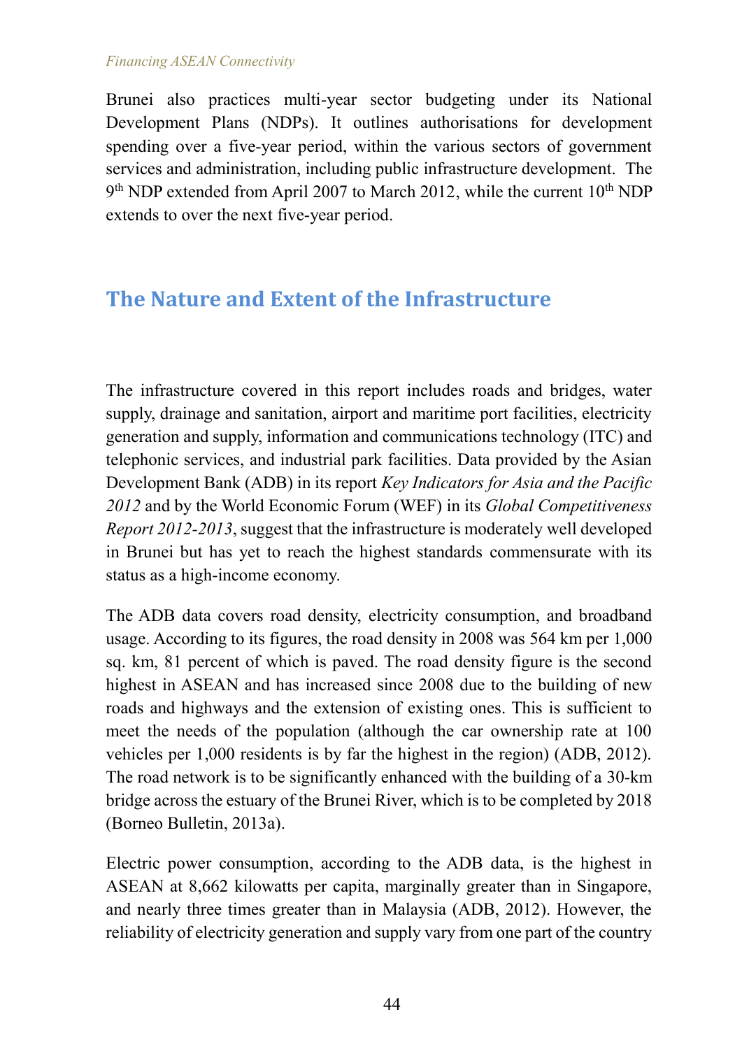Brunei also practices multi-year sector budgeting under its National Development Plans (NDPs). It outlines authorisations for development spending over a five-year period, within the various sectors of government services and administration, including public infrastructure development. The 9th NDP extended from April 2007 to March 2012, while the current 10th NDP extends to over the next five-year period.

## The Nature and Extent of the Infrastructure

The infrastructure covered in this report includes roads and bridges, water supply, drainage and sanitation, airport and maritime port facilities, electricity generation and supply, information and communications technology (ITC) and telephonic services, and industrial park facilities. Data provided by the Asian Development Bank (ADB) in its report *Key Indicators for Asia and the Pacific 2012* and by the World Economic Forum (WEF) in its *Global Competitiveness Report 2012-2013*, suggest that the infrastructure is moderately well developed in Brunei but has yet to reach the highest standards commensurate with its status as a high-income economy.

The ADB data covers road density, electricity consumption, and broadband usage. According to its figures, the road density in 2008 was 564 km per 1,000 sq. km, 81 percent of which is paved. The road density figure is the second highest in ASEAN and has increased since 2008 due to the building of new roads and highways and the extension of existing ones. This is sufficient to meet the needs of the population (although the car ownership rate at 100 vehicles per 1,000 residents is by far the highest in the region) (ADB, 2012). The road network is to be significantly enhanced with the building of a 30-km bridge across the estuary of the Brunei River, which is to be completed by 2018 (Borneo Bulletin, 2013a).

Electric power consumption, according to the ADB data, is the highest in ASEAN at 8,662 kilowatts per capita, marginally greater than in Singapore, and nearly three times greater than in Malaysia (ADB, 2012). However, the reliability of electricity generation and supply vary from one part of the country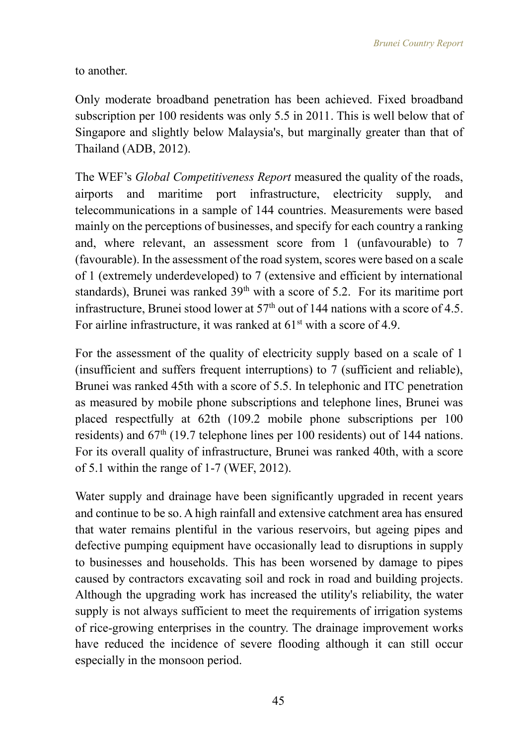to another.

Only moderate broadband penetration has been achieved. Fixed broadband subscription per 100 residents was only 5.5 in 2011. This is well below that of Singapore and slightly below Malaysia's, but marginally greater than that of Thailand (ADB, 2012).

The WEF's *Global Competitiveness Report* measured the quality of the roads, airports and maritime port infrastructure, electricity supply, and telecommunications in a sample of 144 countries. Measurements were based mainly on the perceptions of businesses, and specify for each country a ranking and, where relevant, an assessment score from 1 (unfavourable) to 7 (favourable). In the assessment of the road system, scores were based on a scale of 1 (extremely underdeveloped) to 7 (extensive and efficient by international standards), Brunei was ranked 39th with a score of 5.2. For its maritime port infrastructure, Brunei stood lower at 57th out of 144 nations with a score of 4.5. For airline infrastructure, it was ranked at 61st with a score of 4.9.

For the assessment of the quality of electricity supply based on a scale of 1 (insufficient and suffers frequent interruptions) to 7 (sufficient and reliable), Brunei was ranked 45th with a score of 5.5. In telephonic and ITC penetration as measured by mobile phone subscriptions and telephone lines, Brunei was placed respectfully at 62th (109.2 mobile phone subscriptions per 100 residents) and 67th (19.7 telephone lines per 100 residents) out of 144 nations. For its overall quality of infrastructure, Brunei was ranked 40th, with a score of 5.1 within the range of 1-7 (WEF, 2012).

Water supply and drainage have been significantly upgraded in recent years and continue to be so. A high rainfall and extensive catchment area has ensured that water remains plentiful in the various reservoirs, but ageing pipes and defective pumping equipment have occasionally lead to disruptions in supply to businesses and households. This has been worsened by damage to pipes caused by contractors excavating soil and rock in road and building projects. Although the upgrading work has increased the utility's reliability, the water supply is not always sufficient to meet the requirements of irrigation systems of rice-growing enterprises in the country. The drainage improvement works have reduced the incidence of severe flooding although it can still occur especially in the monsoon period.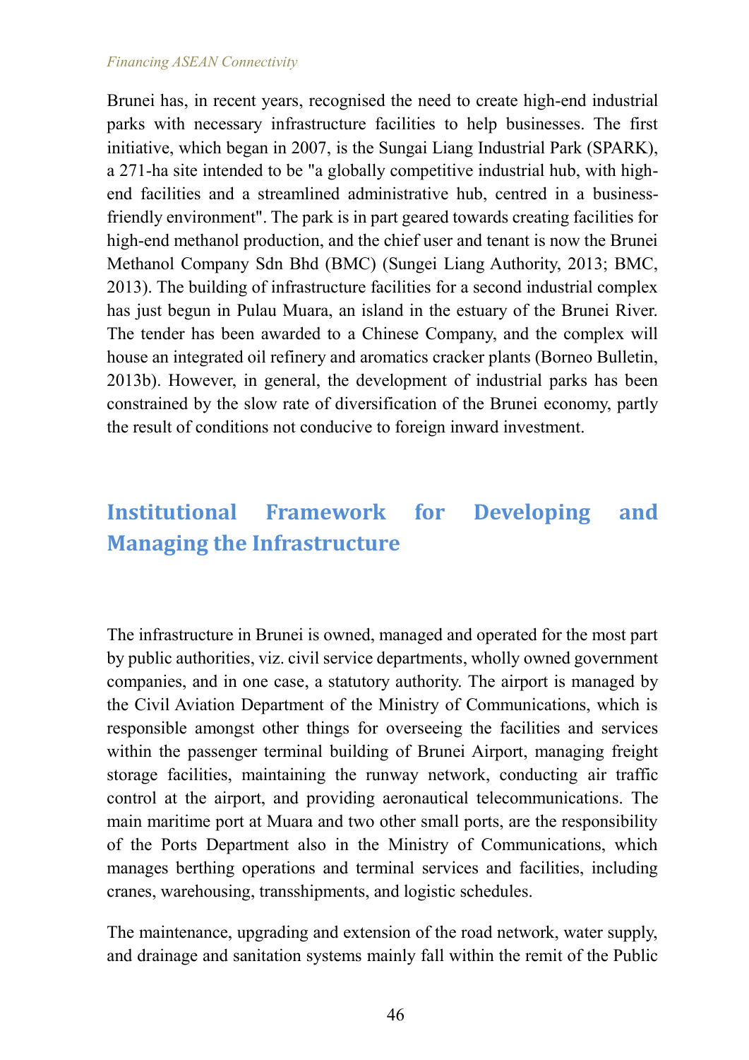Brunei has, in recent years, recognised the need to create high-end industrial parks with necessary infrastructure facilities to help businesses. The first initiative, which began in 2007, is the Sungai Liang Industrial Park (SPARK), a 271-ha site intended to be "a globally competitive industrial hub, with high-end facilities and a streamlined administrative hub, centred in a business-friendly environment". The park is in part geared towards creating facilities for high-end methanol production, and the chief user and tenant is now the Brunei Methanol Company Sdn Bhd (BMC) (Sungei Liang Authority, 2013; BMC, 2013). The building of infrastructure facilities for a second industrial complex has just begun in Pulau Muara, an island in the estuary of the Brunei River. The tender has been awarded to a Chinese Company, and the complex will house an integrated oil refinery and aromatics cracker plants (Borneo Bulletin, 2013b). However, in general, the development of industrial parks has been constrained by the slow rate of diversification of the Brunei economy, partly the result of conditions not conducive to foreign inward investment.

## Institutional Framework for Developing and Managing the Infrastructure

The infrastructure in Brunei is owned, managed and operated for the most part by public authorities, viz. civil service departments, wholly owned government companies, and in one case, a statutory authority. The airport is managed by the Civil Aviation Department of the Ministry of Communications, which is responsible amongst other things for overseeing the facilities and services within the passenger terminal building of Brunei Airport, managing freight storage facilities, maintaining the runway network, conducting air traffic control at the airport, and providing aeronautical telecommunications. The main maritime port at Muara and two other small ports, are the responsibility of the Ports Department also in the Ministry of Communications, which manages berthing operations and terminal services and facilities, including cranes, warehousing, transshipments, and logistic schedules.

The maintenance, upgrading and extension of the road network, water supply, and drainage and sanitation systems mainly fall within the remit of the Public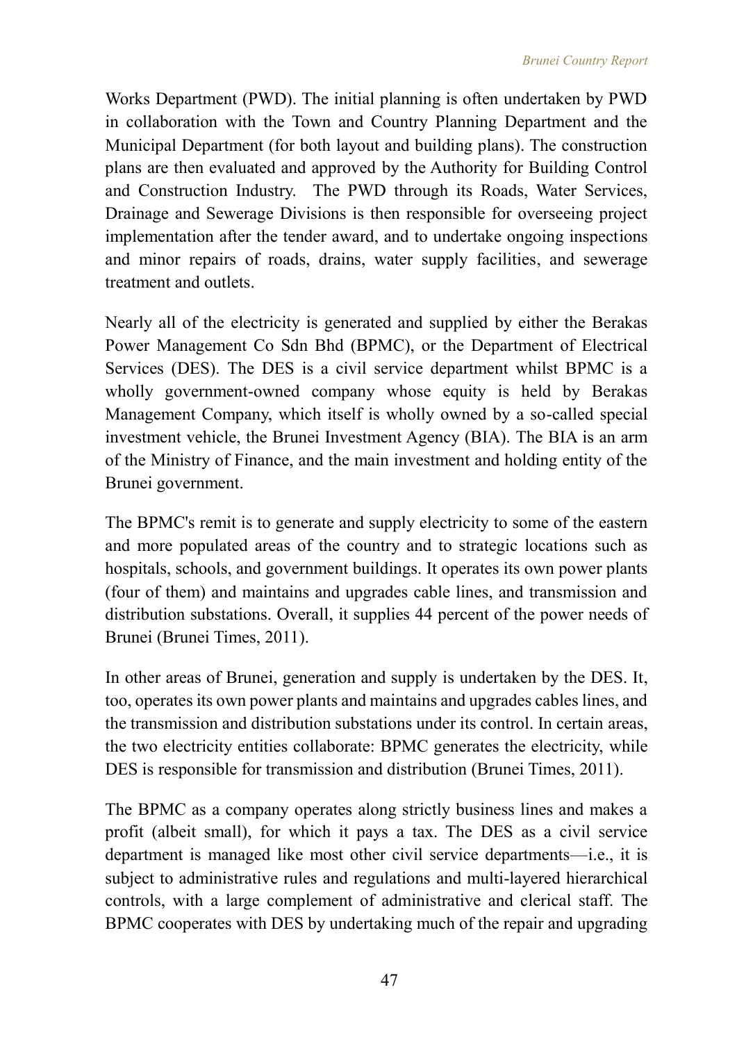Works Department (PWD). The initial planning is often undertaken by PWD in collaboration with the Town and Country Planning Department and the Municipal Department (for both layout and building plans). The construction plans are then evaluated and approved by the Authority for Building Control and Construction Industry. The PWD through its Roads, Water Services, Drainage and Sewerage Divisions is then responsible for overseeing project implementation after the tender award, and to undertake ongoing inspections and minor repairs of roads, drains, water supply facilities, and sewerage treatment and outlets.

Nearly all of the electricity is generated and supplied by either the Berakas Power Management Co Sdn Bhd (BPMC), or the Department of Electrical Services (DES). The DES is a civil service department whilst BPMC is a wholly government-owned company whose equity is held by Berakas Management Company, which itself is wholly owned by a so-called special investment vehicle, the Brunei Investment Agency (BIA). The BIA is an arm of the Ministry of Finance, and the main investment and holding entity of the Brunei government.

The BPMC's remit is to generate and supply electricity to some of the eastern and more populated areas of the country and to strategic locations such as hospitals, schools, and government buildings. It operates its own power plants (four of them) and maintains and upgrades cable lines, and transmission and distribution substations. Overall, it supplies 44 percent of the power needs of Brunei (Brunei Times, 2011).

In other areas of Brunei, generation and supply is undertaken by the DES. It, too, operates its own power plants and maintains and upgrades cables lines, and the transmission and distribution substations under its control. In certain areas, the two electricity entities collaborate: BPMC generates the electricity, while DES is responsible for transmission and distribution (Brunei Times, 2011).

The BPMC as a company operates along strictly business lines and makes a profit (albeit small), for which it pays a tax. The DES as a civil service department is managed like most other civil service departments—i.e., it is subject to administrative rules and regulations and multi-layered hierarchical controls, with a large complement of administrative and clerical staff. The BPMC cooperates with DES by undertaking much of the repair and upgrading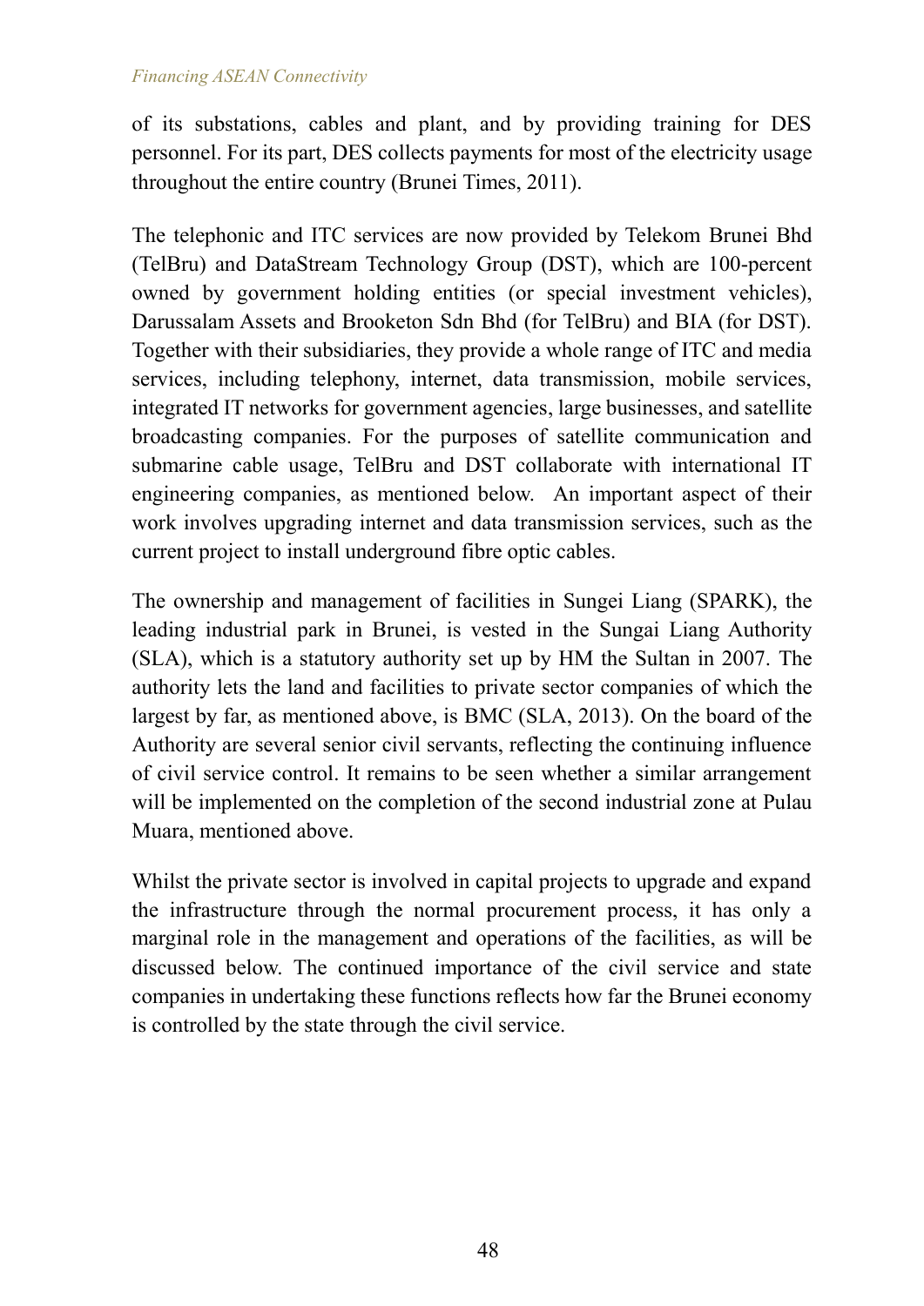of its substations, cables and plant, and by providing training for DES personnel. For its part, DES collects payments for most of the electricity usage throughout the entire country (Brunei Times, 2011).

The telephonic and ITC services are now provided by Telekom Brunei Bhd (TelBru) and DataStream Technology Group (DST), which are 100-percent owned by government holding entities (or special investment vehicles), Darussalam Assets and Brooketon Sdn Bhd (for TelBru) and BIA (for DST). Together with their subsidiaries, they provide a whole range of ITC and media services, including telephony, internet, data transmission, mobile services, integrated IT networks for government agencies, large businesses, and satellite broadcasting companies. For the purposes of satellite communication and submarine cable usage, TelBru and DST collaborate with international IT engineering companies, as mentioned below. An important aspect of their work involves upgrading internet and data transmission services, such as the current project to install underground fibre optic cables.

The ownership and management of facilities in Sungei Liang (SPARK), the leading industrial park in Brunei, is vested in the Sungai Liang Authority (SLA), which is a statutory authority set up by HM the Sultan in 2007. The authority lets the land and facilities to private sector companies of which the largest by far, as mentioned above, is BMC (SLA, 2013). On the board of the Authority are several senior civil servants, reflecting the continuing influence of civil service control. It remains to be seen whether a similar arrangement will be implemented on the completion of the second industrial zone at Pulau Muara, mentioned above.

Whilst the private sector is involved in capital projects to upgrade and expand the infrastructure through the normal procurement process, it has only a marginal role in the management and operations of the facilities, as will be discussed below. The continued importance of the civil service and state companies in undertaking these functions reflects how far the Brunei economy is controlled by the state through the civil service.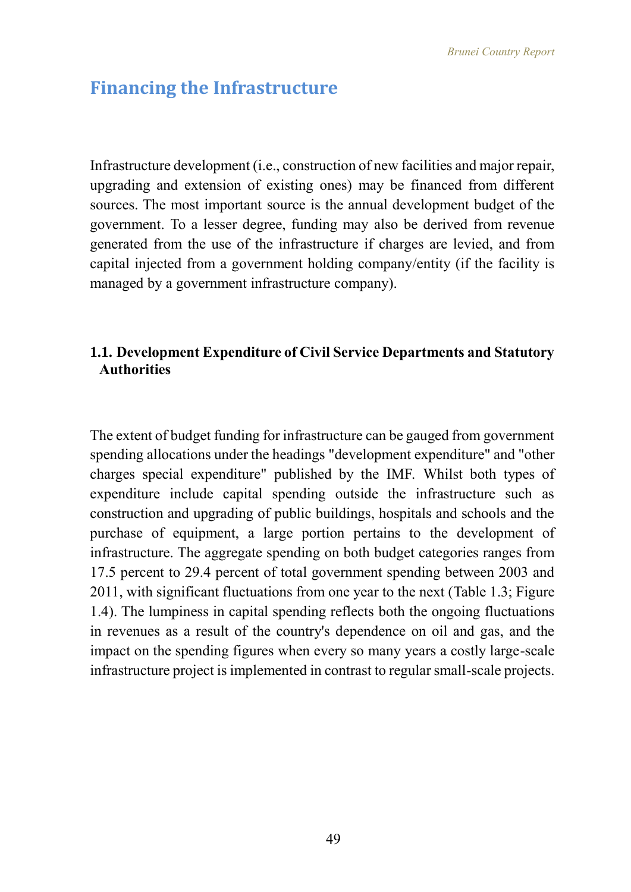# Financing the Infrastructure

Infrastructure development (i.e., construction of new facilities and major repair, upgrading and extension of existing ones) may be financed from different sources. The most important source is the annual development budget of the government. To a lesser degree, funding may also be derived from revenue generated from the use of the infrastructure if charges are levied, and from capital injected from a government holding company/entity (if the facility is managed by a government infrastructure company).

## 1.1. Development Expenditure of Civil Service Departments and Statutory Authorities

The extent of budget funding for infrastructure can be gauged from government spending allocations under the headings "development expenditure" and "other charges special expenditure" published by the IMF. Whilst both types of expenditure include capital spending outside the infrastructure such as construction and upgrading of public buildings, hospitals and schools and the purchase of equipment, a large portion pertains to the development of infrastructure. The aggregate spending on both budget categories ranges from 17.5 percent to 29.4 percent of total government spending between 2003 and 2011, with significant fluctuations from one year to the next (Table 1.3; Figure 1.4). The lumpiness in capital spending reflects both the ongoing fluctuations in revenues as a result of the country's dependence on oil and gas, and the impact on the spending figures when every so many years a costly large-scale infrastructure project is implemented in contrast to regular small-scale projects.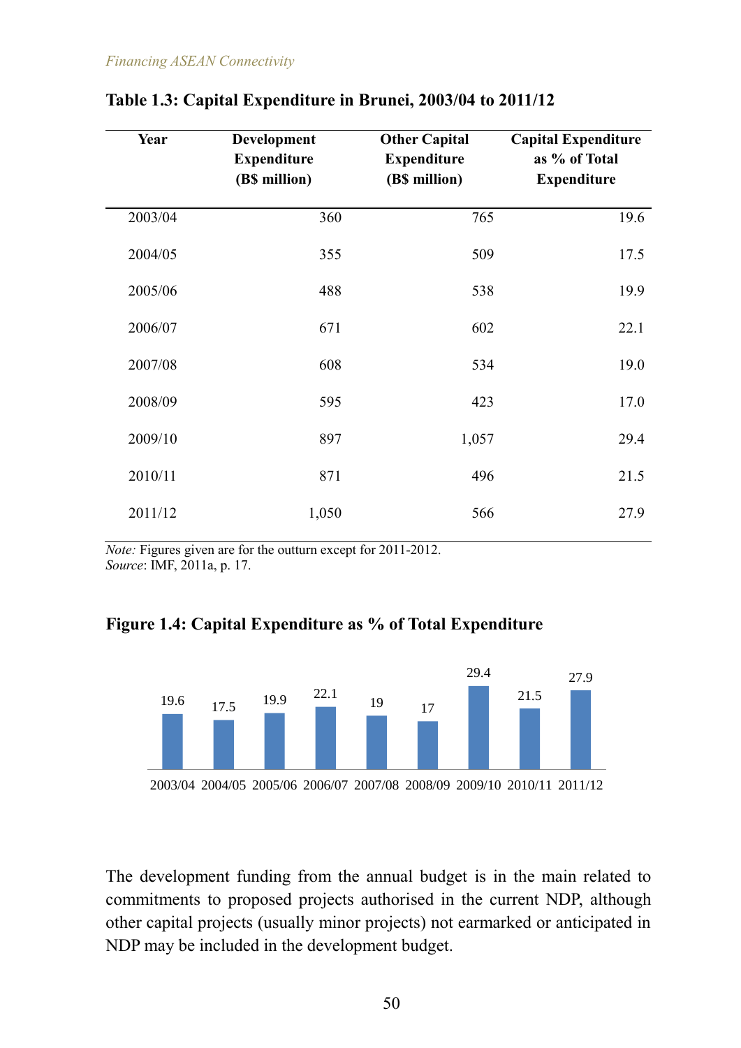**Table 1.3: Capital Expenditure in Brunei, 2003/04 to 2011/12**

| Year | Development Expenditure (B$ million) | Other Capital Expenditure (B$ million) | Capital Expenditure as % of Total Expenditure |
|---|---|---|---|
| 2003/04 | 360 | 765 | 19.6 |
| 2004/05 | 355 | 509 | 17.5 |
| 2005/06 | 488 | 538 | 19.9 |
| 2006/07 | 671 | 602 | 22.1 |
| 2007/08 | 608 | 534 | 19.0 |
| 2008/09 | 595 | 423 | 17.0 |
| 2009/10 | 897 | 1,057 | 29.4 |
| 2010/11 | 871 | 496 | 21.5 |
| 2011/12 | 1,050 | 566 | 27.9 |

*Note:* Figures given are for the outturn except for 2011-2012.
*Source*: IMF, 2011a, p. 17.

**Figure 1.4: Capital Expenditure as % of Total Expenditure**

The development funding from the annual budget is in the main related to commitments to proposed projects authorised in the current NDP, although other capital projects (usually minor projects) not earmarked or anticipated in NDP may be included in the development budget.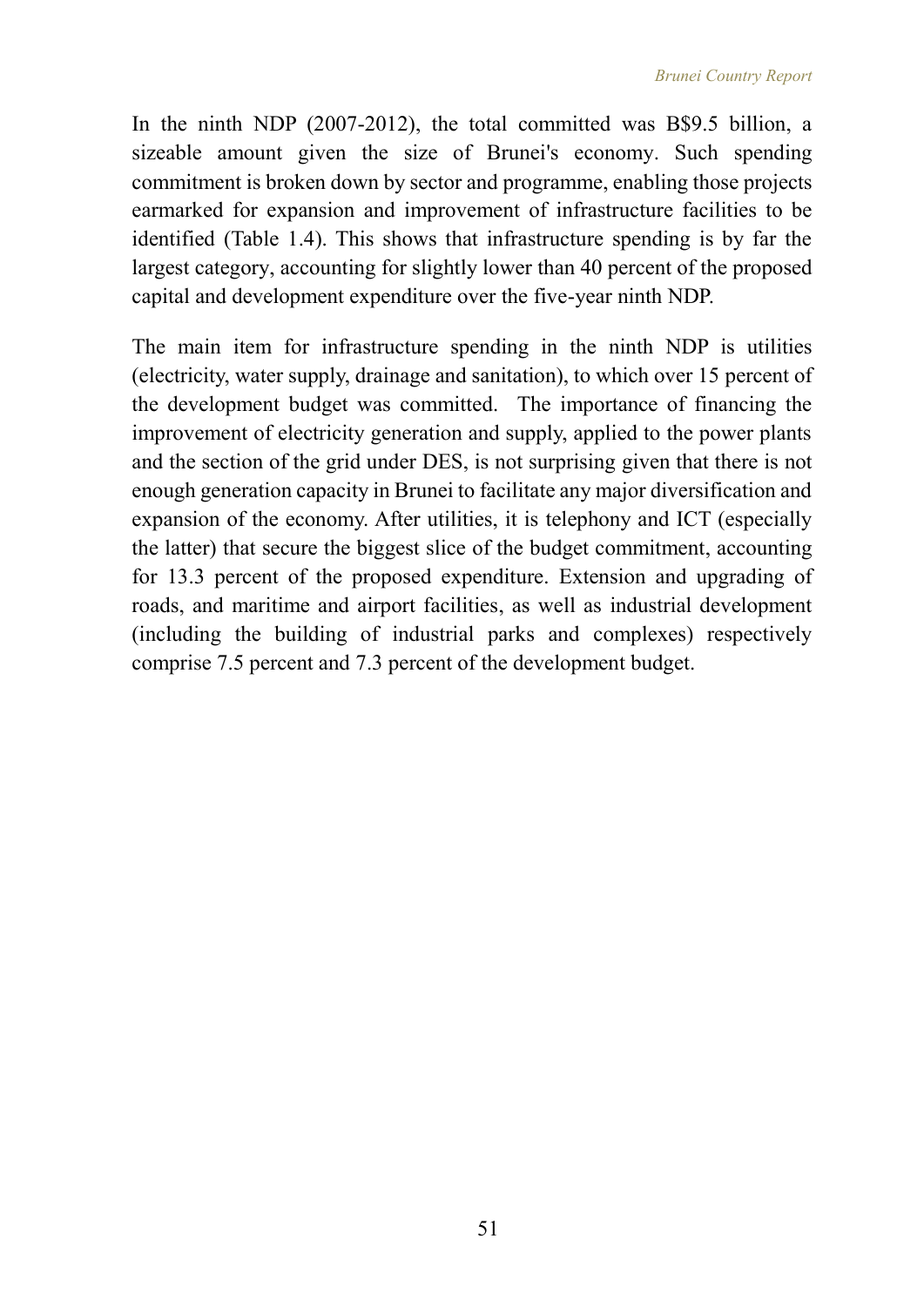In the ninth NDP (2007-2012), the total committed was B$9.5 billion, a sizeable amount given the size of Brunei's economy. Such spending commitment is broken down by sector and programme, enabling those projects earmarked for expansion and improvement of infrastructure facilities to be identified (Table 1.4). This shows that infrastructure spending is by far the largest category, accounting for slightly lower than 40 percent of the proposed capital and development expenditure over the five-year ninth NDP.

The main item for infrastructure spending in the ninth NDP is utilities (electricity, water supply, drainage and sanitation), to which over 15 percent of the development budget was committed. The importance of financing the improvement of electricity generation and supply, applied to the power plants and the section of the grid under DES, is not surprising given that there is not enough generation capacity in Brunei to facilitate any major diversification and expansion of the economy. After utilities, it is telephony and ICT (especially the latter) that secure the biggest slice of the budget commitment, accounting for 13.3 percent of the proposed expenditure. Extension and upgrading of roads, and maritime and airport facilities, as well as industrial development (including the building of industrial parks and complexes) respectively comprise 7.5 percent and 7.3 percent of the development budget.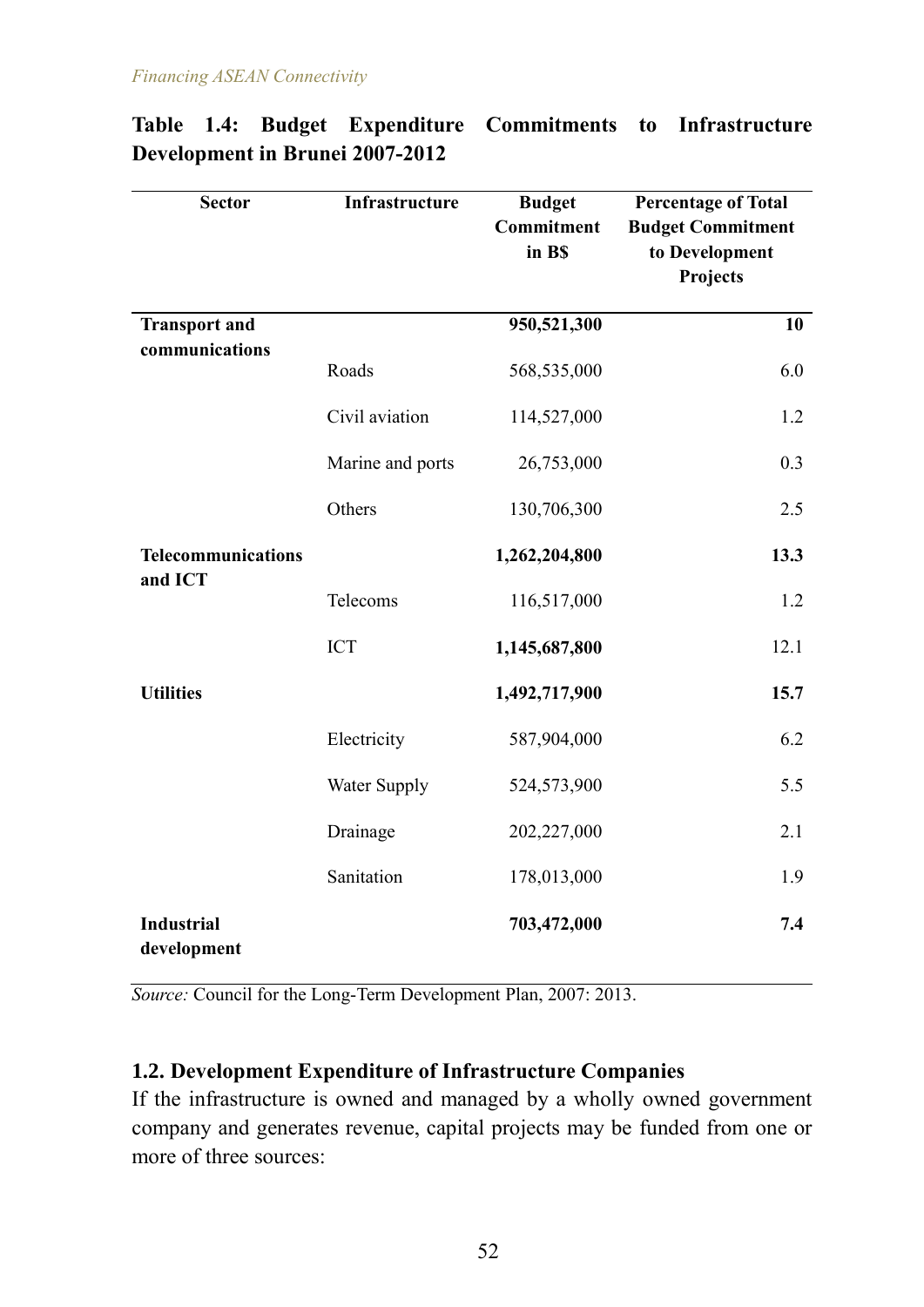**Table 1.4: Budget Expenditure Commitments to Infrastructure Development in Brunei 2007-2012**

| Sector | Infrastructure | Budget Commitment in B$ | Percentage of Total Budget Commitment to Development Projects |
|---|---|---|---|
| **Transport and communications** | | **950,521,300** | **10** |
| | Roads | 568,535,000 | 6.0 |
| | Civil aviation | 114,527,000 | 1.2 |
| | Marine and ports | 26,753,000 | 0.3 |
| | Others | 130,706,300 | 2.5 |
| **Telecommunications and ICT** | | **1,262,204,800** | **13.3** |
| | Telecoms | 116,517,000 | 1.2 |
| | ICT | **1,145,687,800** | 12.1 |
| **Utilities** | | **1,492,717,900** | **15.7** |
| | Electricity | 587,904,000 | 6.2 |
| | Water Supply | 524,573,900 | 5.5 |
| | Drainage | 202,227,000 | 2.1 |
| | Sanitation | 178,013,000 | 1.9 |
| **Industrial development** | | **703,472,000** | **7.4** |

*Source:* Council for the Long-Term Development Plan, 2007: 2013.

### 1.2. Development Expenditure of Infrastructure Companies

If the infrastructure is owned and managed by a wholly owned government company and generates revenue, capital projects may be funded from one or more of three sources: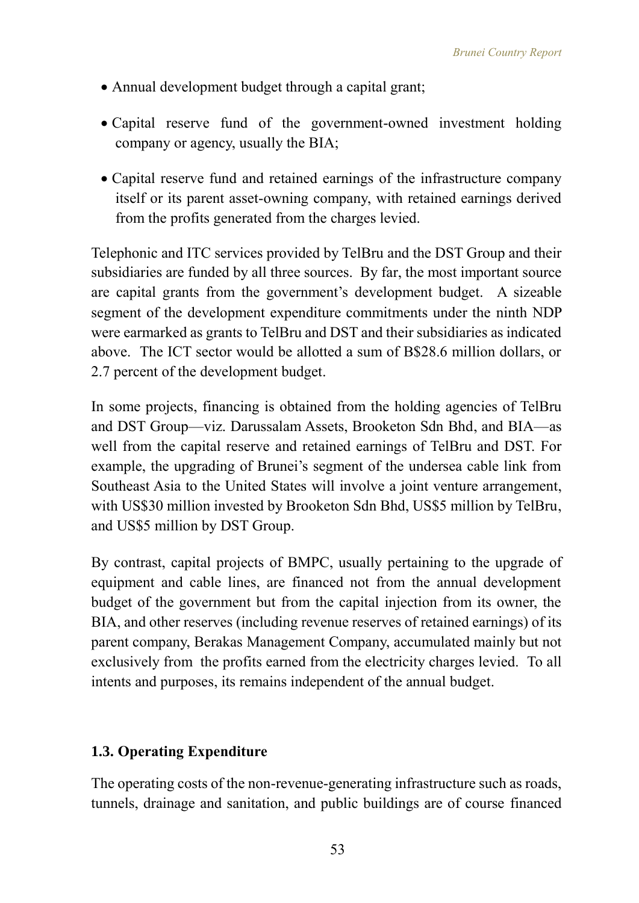- Annual development budget through a capital grant;
- Capital reserve fund of the government-owned investment holding company or agency, usually the BIA;
- Capital reserve fund and retained earnings of the infrastructure company itself or its parent asset-owning company, with retained earnings derived from the profits generated from the charges levied.

Telephonic and ITC services provided by TelBru and the DST Group and their subsidiaries are funded by all three sources. By far, the most important source are capital grants from the government's development budget. A sizeable segment of the development expenditure commitments under the ninth NDP were earmarked as grants to TelBru and DST and their subsidiaries as indicated above. The ICT sector would be allotted a sum of B$28.6 million dollars, or 2.7 percent of the development budget.

In some projects, financing is obtained from the holding agencies of TelBru and DST Group—viz. Darussalam Assets, Brooketon Sdn Bhd, and BIA—as well from the capital reserve and retained earnings of TelBru and DST. For example, the upgrading of Brunei's segment of the undersea cable link from Southeast Asia to the United States will involve a joint venture arrangement, with US$30 million invested by Brooketon Sdn Bhd, US$5 million by TelBru, and US$5 million by DST Group.

By contrast, capital projects of BMPC, usually pertaining to the upgrade of equipment and cable lines, are financed not from the annual development budget of the government but from the capital injection from its owner, the BIA, and other reserves (including revenue reserves of retained earnings) of its parent company, Berakas Management Company, accumulated mainly but not exclusively from the profits earned from the electricity charges levied. To all intents and purposes, its remains independent of the annual budget.

### 1.3. Operating Expenditure

The operating costs of the non-revenue-generating infrastructure such as roads, tunnels, drainage and sanitation, and public buildings are of course financed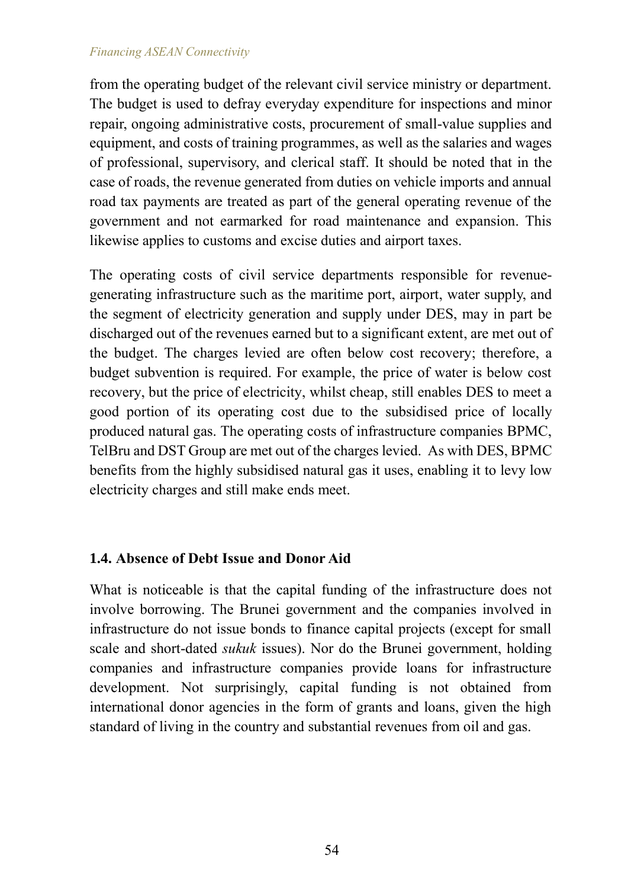from the operating budget of the relevant civil service ministry or department. The budget is used to defray everyday expenditure for inspections and minor repair, ongoing administrative costs, procurement of small-value supplies and equipment, and costs of training programmes, as well as the salaries and wages of professional, supervisory, and clerical staff. It should be noted that in the case of roads, the revenue generated from duties on vehicle imports and annual road tax payments are treated as part of the general operating revenue of the government and not earmarked for road maintenance and expansion. This likewise applies to customs and excise duties and airport taxes.

The operating costs of civil service departments responsible for revenue-generating infrastructure such as the maritime port, airport, water supply, and the segment of electricity generation and supply under DES, may in part be discharged out of the revenues earned but to a significant extent, are met out of the budget. The charges levied are often below cost recovery; therefore, a budget subvention is required. For example, the price of water is below cost recovery, but the price of electricity, whilst cheap, still enables DES to meet a good portion of its operating cost due to the subsidised price of locally produced natural gas. The operating costs of infrastructure companies BPMC, TelBru and DST Group are met out of the charges levied. As with DES, BPMC benefits from the highly subsidised natural gas it uses, enabling it to levy low electricity charges and still make ends meet.

### 1.4. Absence of Debt Issue and Donor Aid

What is noticeable is that the capital funding of the infrastructure does not involve borrowing. The Brunei government and the companies involved in infrastructure do not issue bonds to finance capital projects (except for small scale and short-dated *sukuk* issues). Nor do the Brunei government, holding companies and infrastructure companies provide loans for infrastructure development. Not surprisingly, capital funding is not obtained from international donor agencies in the form of grants and loans, given the high standard of living in the country and substantial revenues from oil and gas.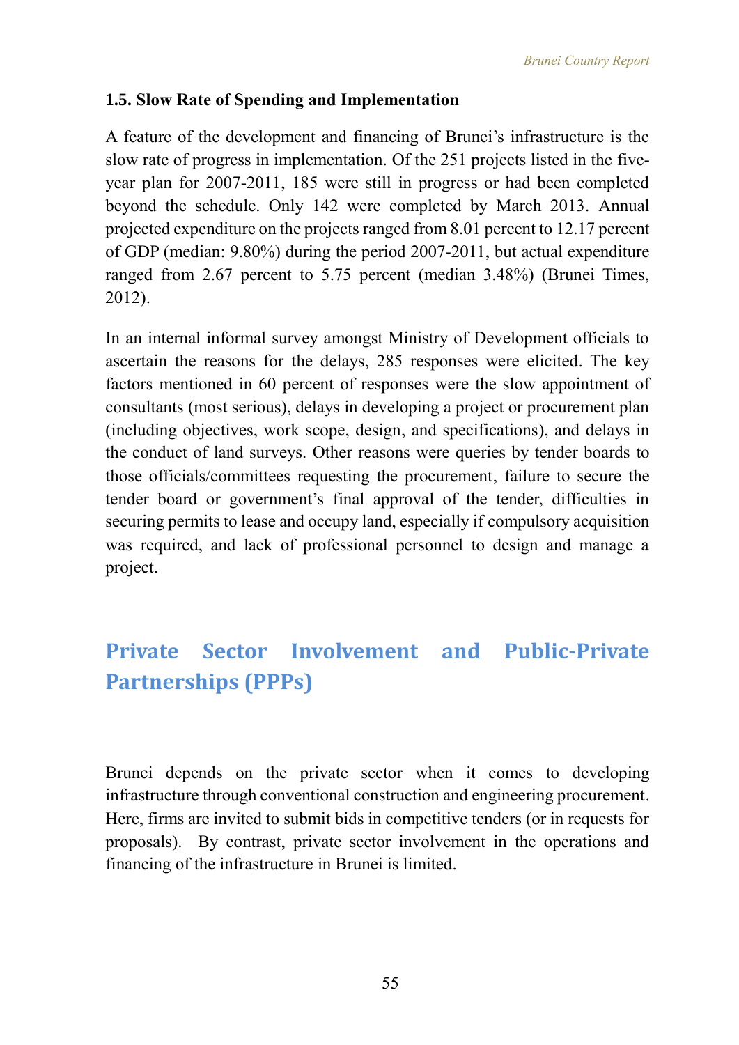### 1.5. Slow Rate of Spending and Implementation

A feature of the development and financing of Brunei's infrastructure is the slow rate of progress in implementation. Of the 251 projects listed in the five-year plan for 2007-2011, 185 were still in progress or had been completed beyond the schedule. Only 142 were completed by March 2013. Annual projected expenditure on the projects ranged from 8.01 percent to 12.17 percent of GDP (median: 9.80%) during the period 2007-2011, but actual expenditure ranged from 2.67 percent to 5.75 percent (median 3.48%) (Brunei Times, 2012).

In an internal informal survey amongst Ministry of Development officials to ascertain the reasons for the delays, 285 responses were elicited. The key factors mentioned in 60 percent of responses were the slow appointment of consultants (most serious), delays in developing a project or procurement plan (including objectives, work scope, design, and specifications), and delays in the conduct of land surveys. Other reasons were queries by tender boards to those officials/committees requesting the procurement, failure to secure the tender board or government's final approval of the tender, difficulties in securing permits to lease and occupy land, especially if compulsory acquisition was required, and lack of professional personnel to design and manage a project.

## Private Sector Involvement and Public-Private Partnerships (PPPs)

Brunei depends on the private sector when it comes to developing infrastructure through conventional construction and engineering procurement. Here, firms are invited to submit bids in competitive tenders (or in requests for proposals). By contrast, private sector involvement in the operations and financing of the infrastructure in Brunei is limited.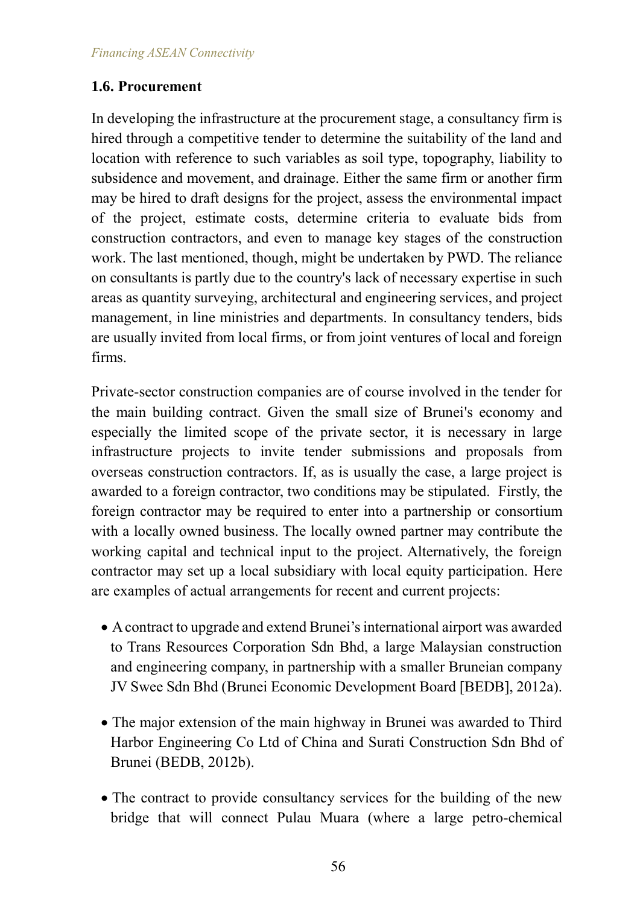## 1.6. Procurement

In developing the infrastructure at the procurement stage, a consultancy firm is hired through a competitive tender to determine the suitability of the land and location with reference to such variables as soil type, topography, liability to subsidence and movement, and drainage. Either the same firm or another firm may be hired to draft designs for the project, assess the environmental impact of the project, estimate costs, determine criteria to evaluate bids from construction contractors, and even to manage key stages of the construction work. The last mentioned, though, might be undertaken by PWD. The reliance on consultants is partly due to the country's lack of necessary expertise in such areas as quantity surveying, architectural and engineering services, and project management, in line ministries and departments. In consultancy tenders, bids are usually invited from local firms, or from joint ventures of local and foreign firms.

Private-sector construction companies are of course involved in the tender for the main building contract. Given the small size of Brunei's economy and especially the limited scope of the private sector, it is necessary in large infrastructure projects to invite tender submissions and proposals from overseas construction contractors. If, as is usually the case, a large project is awarded to a foreign contractor, two conditions may be stipulated. Firstly, the foreign contractor may be required to enter into a partnership or consortium with a locally owned business. The locally owned partner may contribute the working capital and technical input to the project. Alternatively, the foreign contractor may set up a local subsidiary with local equity participation. Here are examples of actual arrangements for recent and current projects:

- A contract to upgrade and extend Brunei's international airport was awarded to Trans Resources Corporation Sdn Bhd, a large Malaysian construction and engineering company, in partnership with a smaller Bruneian company JV Swee Sdn Bhd (Brunei Economic Development Board [BEDB], 2012a).
- The major extension of the main highway in Brunei was awarded to Third Harbor Engineering Co Ltd of China and Surati Construction Sdn Bhd of Brunei (BEDB, 2012b).
- The contract to provide consultancy services for the building of the new bridge that will connect Pulau Muara (where a large petro-chemical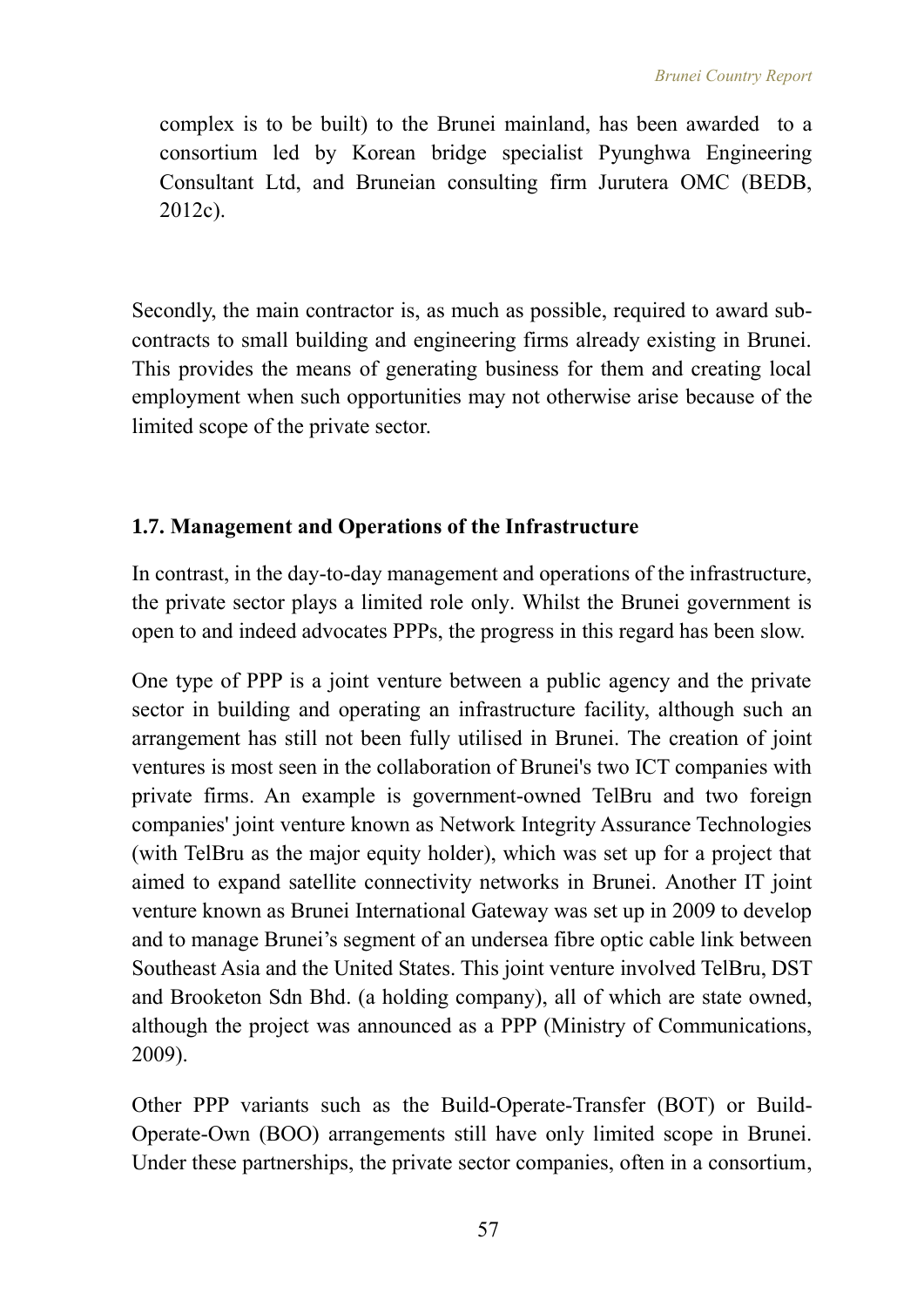complex is to be built) to the Brunei mainland, has been awarded to a consortium led by Korean bridge specialist Pyunghwa Engineering Consultant Ltd, and Bruneian consulting firm Jurutera OMC (BEDB, 2012c).

Secondly, the main contractor is, as much as possible, required to award sub-contracts to small building and engineering firms already existing in Brunei. This provides the means of generating business for them and creating local employment when such opportunities may not otherwise arise because of the limited scope of the private sector.

### 1.7. Management and Operations of the Infrastructure

In contrast, in the day-to-day management and operations of the infrastructure, the private sector plays a limited role only. Whilst the Brunei government is open to and indeed advocates PPPs, the progress in this regard has been slow.

One type of PPP is a joint venture between a public agency and the private sector in building and operating an infrastructure facility, although such an arrangement has still not been fully utilised in Brunei. The creation of joint ventures is most seen in the collaboration of Brunei's two ICT companies with private firms. An example is government-owned TelBru and two foreign companies' joint venture known as Network Integrity Assurance Technologies (with TelBru as the major equity holder), which was set up for a project that aimed to expand satellite connectivity networks in Brunei. Another IT joint venture known as Brunei International Gateway was set up in 2009 to develop and to manage Brunei's segment of an undersea fibre optic cable link between Southeast Asia and the United States. This joint venture involved TelBru, DST and Brooketon Sdn Bhd. (a holding company), all of which are state owned, although the project was announced as a PPP (Ministry of Communications, 2009).

Other PPP variants such as the Build-Operate-Transfer (BOT) or Build-Operate-Own (BOO) arrangements still have only limited scope in Brunei. Under these partnerships, the private sector companies, often in a consortium,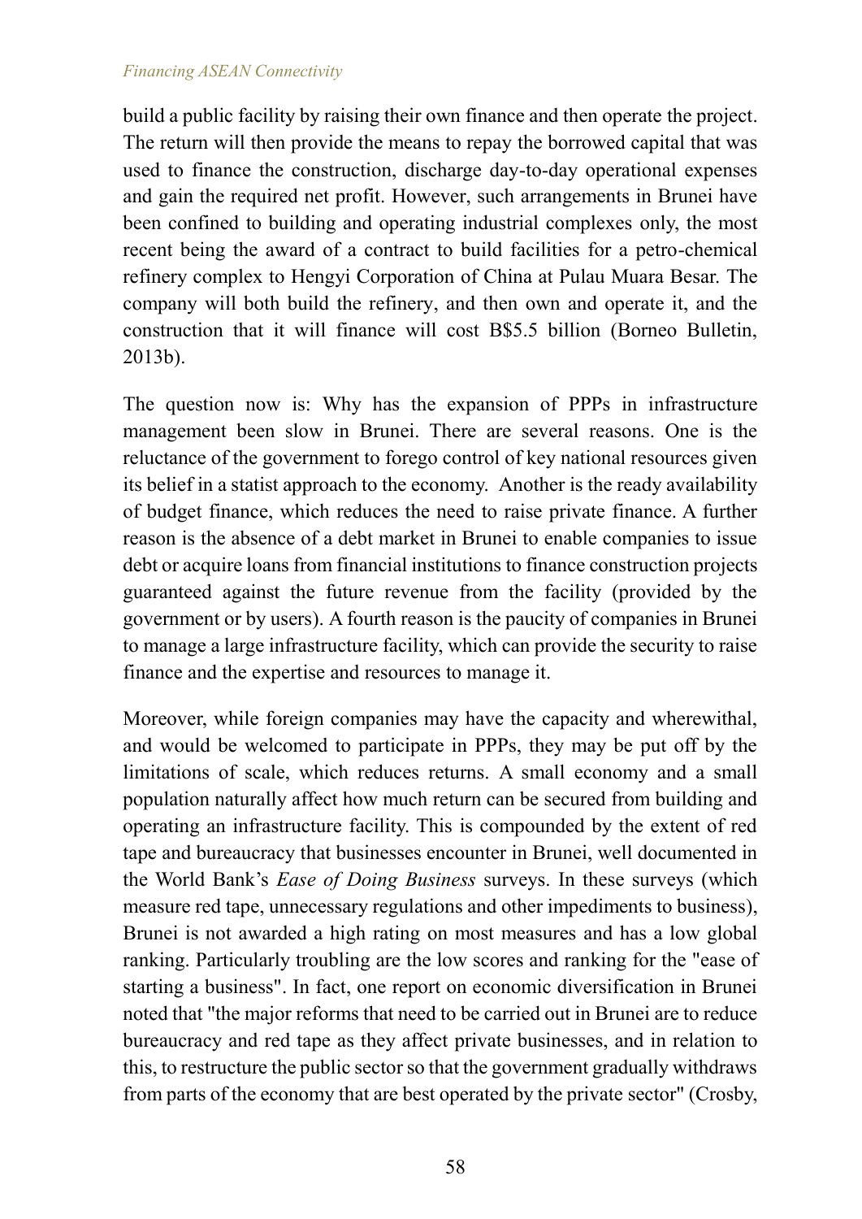build a public facility by raising their own finance and then operate the project. The return will then provide the means to repay the borrowed capital that was used to finance the construction, discharge day-to-day operational expenses and gain the required net profit. However, such arrangements in Brunei have been confined to building and operating industrial complexes only, the most recent being the award of a contract to build facilities for a petro-chemical refinery complex to Hengyi Corporation of China at Pulau Muara Besar. The company will both build the refinery, and then own and operate it, and the construction that it will finance will cost B$5.5 billion (Borneo Bulletin, 2013b).

The question now is: Why has the expansion of PPPs in infrastructure management been slow in Brunei. There are several reasons. One is the reluctance of the government to forego control of key national resources given its belief in a statist approach to the economy. Another is the ready availability of budget finance, which reduces the need to raise private finance. A further reason is the absence of a debt market in Brunei to enable companies to issue debt or acquire loans from financial institutions to finance construction projects guaranteed against the future revenue from the facility (provided by the government or by users). A fourth reason is the paucity of companies in Brunei to manage a large infrastructure facility, which can provide the security to raise finance and the expertise and resources to manage it.

Moreover, while foreign companies may have the capacity and wherewithal, and would be welcomed to participate in PPPs, they may be put off by the limitations of scale, which reduces returns. A small economy and a small population naturally affect how much return can be secured from building and operating an infrastructure facility. This is compounded by the extent of red tape and bureaucracy that businesses encounter in Brunei, well documented in the World Bank's *Ease of Doing Business* surveys. In these surveys (which measure red tape, unnecessary regulations and other impediments to business), Brunei is not awarded a high rating on most measures and has a low global ranking. Particularly troubling are the low scores and ranking for the "ease of starting a business". In fact, one report on economic diversification in Brunei noted that "the major reforms that need to be carried out in Brunei are to reduce bureaucracy and red tape as they affect private businesses, and in relation to this, to restructure the public sector so that the government gradually withdraws from parts of the economy that are best operated by the private sector" (Crosby,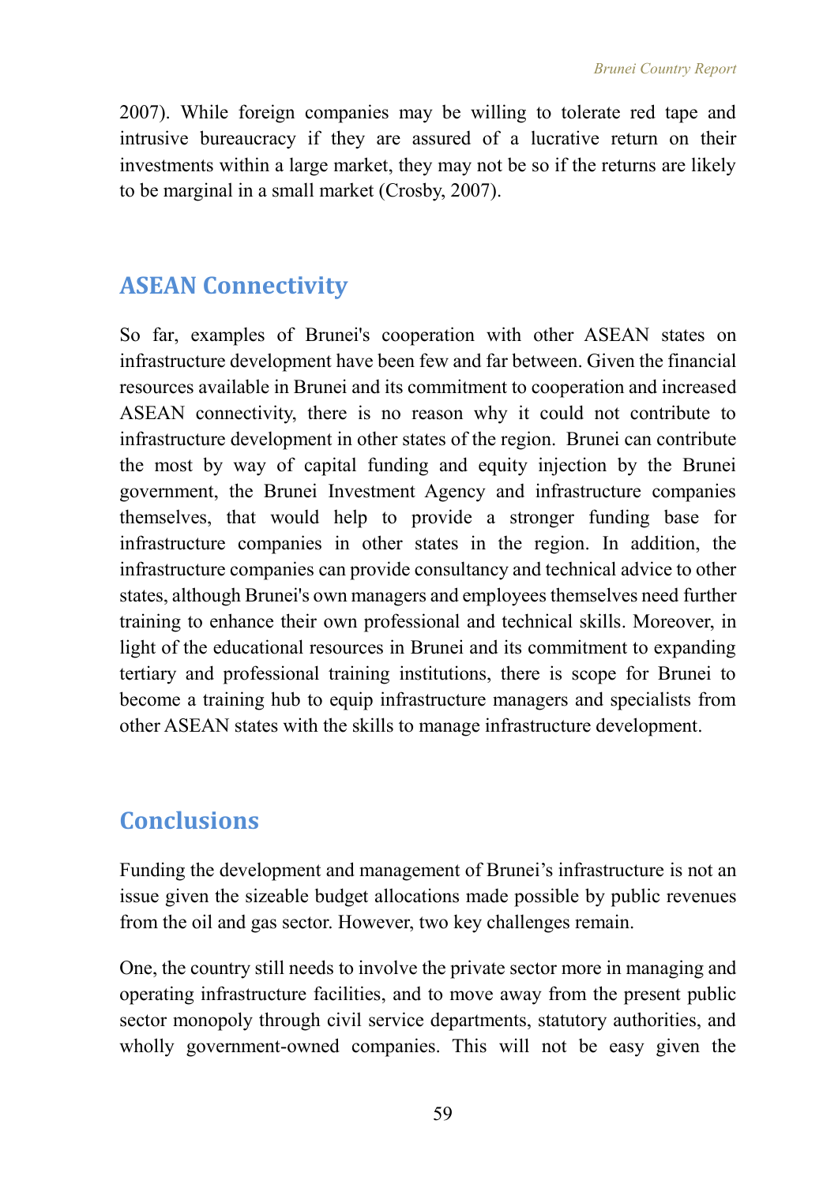2007). While foreign companies may be willing to tolerate red tape and intrusive bureaucracy if they are assured of a lucrative return on their investments within a large market, they may not be so if the returns are likely to be marginal in a small market (Crosby, 2007).

## ASEAN Connectivity

So far, examples of Brunei's cooperation with other ASEAN states on infrastructure development have been few and far between. Given the financial resources available in Brunei and its commitment to cooperation and increased ASEAN connectivity, there is no reason why it could not contribute to infrastructure development in other states of the region. Brunei can contribute the most by way of capital funding and equity injection by the Brunei government, the Brunei Investment Agency and infrastructure companies themselves, that would help to provide a stronger funding base for infrastructure companies in other states in the region. In addition, the infrastructure companies can provide consultancy and technical advice to other states, although Brunei's own managers and employees themselves need further training to enhance their own professional and technical skills. Moreover, in light of the educational resources in Brunei and its commitment to expanding tertiary and professional training institutions, there is scope for Brunei to become a training hub to equip infrastructure managers and specialists from other ASEAN states with the skills to manage infrastructure development.

## Conclusions

Funding the development and management of Brunei's infrastructure is not an issue given the sizeable budget allocations made possible by public revenues from the oil and gas sector. However, two key challenges remain.

One, the country still needs to involve the private sector more in managing and operating infrastructure facilities, and to move away from the present public sector monopoly through civil service departments, statutory authorities, and wholly government-owned companies. This will not be easy given the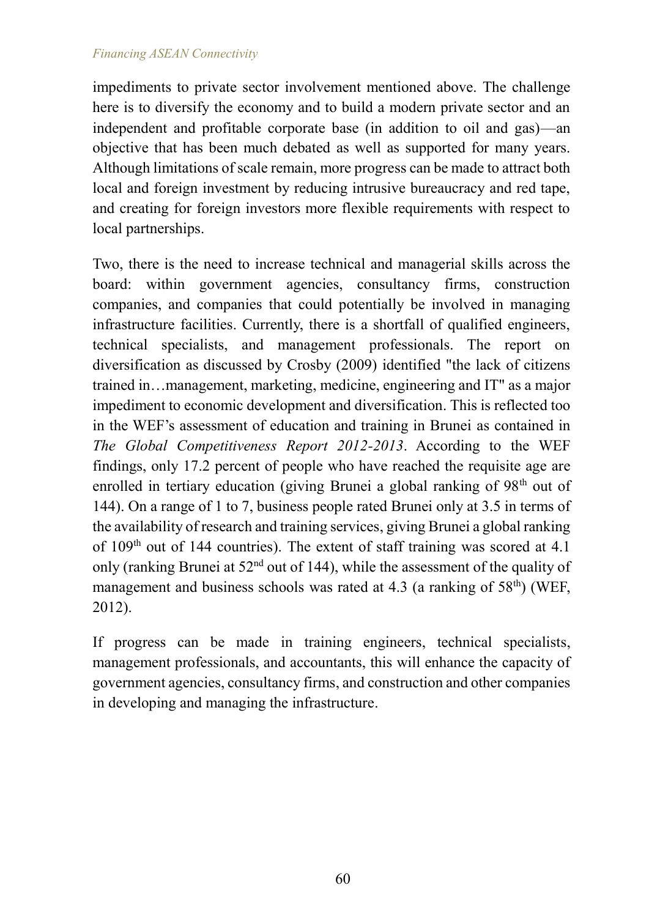impediments to private sector involvement mentioned above. The challenge here is to diversify the economy and to build a modern private sector and an independent and profitable corporate base (in addition to oil and gas)—an objective that has been much debated as well as supported for many years. Although limitations of scale remain, more progress can be made to attract both local and foreign investment by reducing intrusive bureaucracy and red tape, and creating for foreign investors more flexible requirements with respect to local partnerships.

Two, there is the need to increase technical and managerial skills across the board: within government agencies, consultancy firms, construction companies, and companies that could potentially be involved in managing infrastructure facilities. Currently, there is a shortfall of qualified engineers, technical specialists, and management professionals. The report on diversification as discussed by Crosby (2009) identified "the lack of citizens trained in…management, marketing, medicine, engineering and IT" as a major impediment to economic development and diversification. This is reflected too in the WEF's assessment of education and training in Brunei as contained in *The Global Competitiveness Report 2012-2013*. According to the WEF findings, only 17.2 percent of people who have reached the requisite age are enrolled in tertiary education (giving Brunei a global ranking of 98th out of 144). On a range of 1 to 7, business people rated Brunei only at 3.5 in terms of the availability of research and training services, giving Brunei a global ranking of 109th out of 144 countries). The extent of staff training was scored at 4.1 only (ranking Brunei at 52nd out of 144), while the assessment of the quality of management and business schools was rated at 4.3 (a ranking of 58th) (WEF, 2012).

If progress can be made in training engineers, technical specialists, management professionals, and accountants, this will enhance the capacity of government agencies, consultancy firms, and construction and other companies in developing and managing the infrastructure.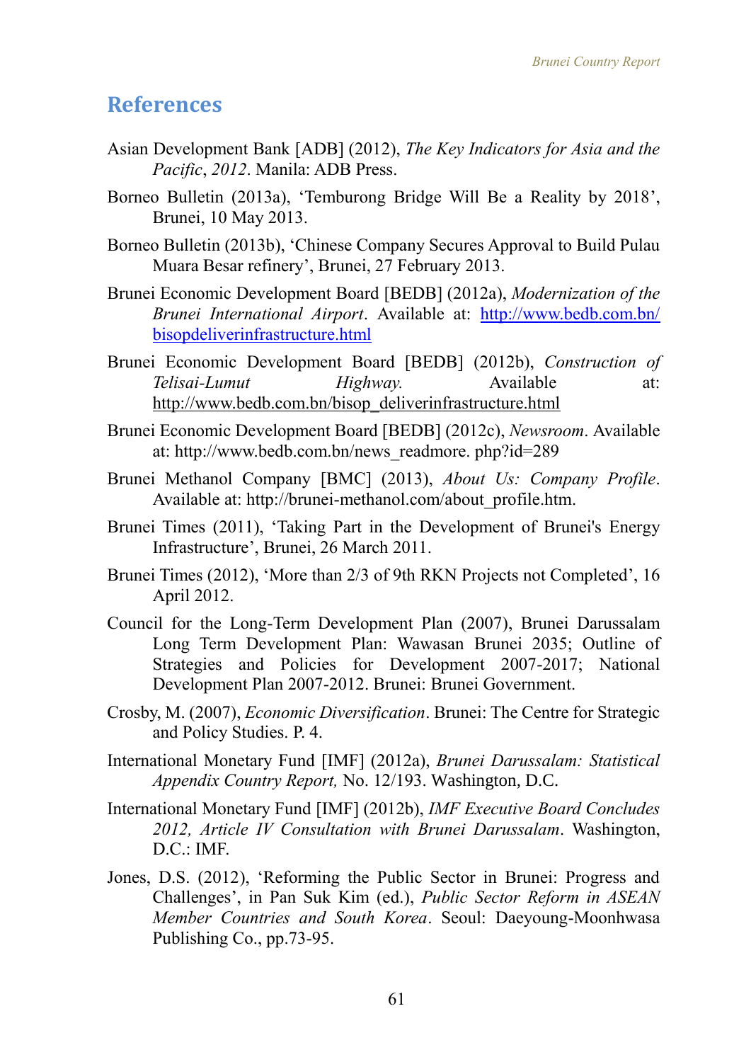## References

Asian Development Bank [ADB] (2012), *The Key Indicators for Asia and the Pacific*, *2012*. Manila: ADB Press.

Borneo Bulletin (2013a), 'Temburong Bridge Will Be a Reality by 2018', Brunei, 10 May 2013.

Borneo Bulletin (2013b), 'Chinese Company Secures Approval to Build Pulau Muara Besar refinery', Brunei, 27 February 2013.

Brunei Economic Development Board [BEDB] (2012a), *Modernization of the Brunei International Airport*. Available at: http://www.bedb.com.bn/bisopdeliverinfrastructure.html

Brunei Economic Development Board [BEDB] (2012b), *Construction of Telisai-Lumut Highway.* Available at: http://www.bedb.com.bn/bisop_deliverinfrastructure.html

Brunei Economic Development Board [BEDB] (2012c), *Newsroom*. Available at: http://www.bedb.com.bn/news_readmore. php?id=289

Brunei Methanol Company [BMC] (2013), *About Us: Company Profile*. Available at: http://brunei-methanol.com/about_profile.htm.

Brunei Times (2011), 'Taking Part in the Development of Brunei's Energy Infrastructure', Brunei, 26 March 2011.

Brunei Times (2012), 'More than 2/3 of 9th RKN Projects not Completed', 16 April 2012.

Council for the Long-Term Development Plan (2007), Brunei Darussalam Long Term Development Plan: Wawasan Brunei 2035; Outline of Strategies and Policies for Development 2007-2017; National Development Plan 2007-2012. Brunei: Brunei Government.

Crosby, M. (2007), *Economic Diversification*. Brunei: The Centre for Strategic and Policy Studies. P. 4.

International Monetary Fund [IMF] (2012a), *Brunei Darussalam: Statistical Appendix Country Report,* No. 12/193. Washington, D.C.

International Monetary Fund [IMF] (2012b), *IMF Executive Board Concludes 2012, Article IV Consultation with Brunei Darussalam*. Washington, D.C.: IMF.

Jones, D.S. (2012), 'Reforming the Public Sector in Brunei: Progress and Challenges', in Pan Suk Kim (ed.), *Public Sector Reform in ASEAN Member Countries and South Korea*. Seoul: Daeyoung-Moonhwasa Publishing Co., pp.73-95.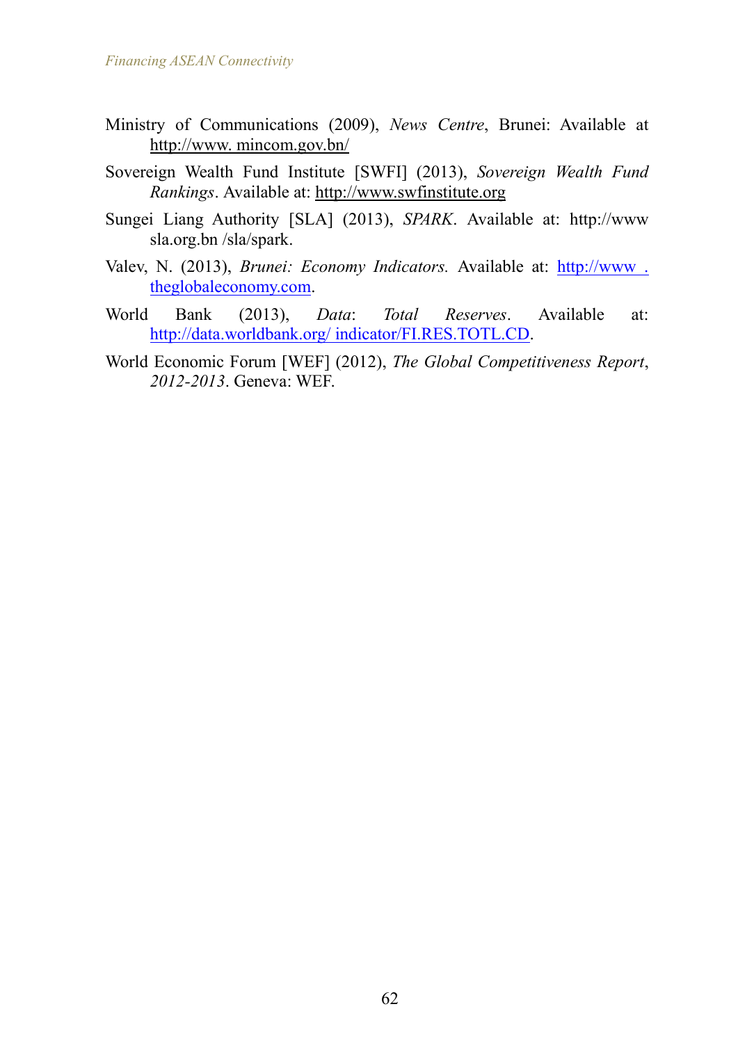Ministry of Communications (2009), *News Centre*, Brunei: Available at http://www. mincom.gov.bn/

Sovereign Wealth Fund Institute [SWFI] (2013), *Sovereign Wealth Fund Rankings*. Available at: http://www.swfinstitute.org

Sungei Liang Authority [SLA] (2013), *SPARK*. Available at: http://www sla.org.bn /sla/spark.

Valev, N. (2013), *Brunei: Economy Indicators.* Available at: http://www . theglobaleconomy.com.

World Bank (2013), *Data*: *Total Reserves*. Available at: http://data.worldbank.org/ indicator/FI.RES.TOTL.CD.

World Economic Forum [WEF] (2012), *The Global Competitiveness Report*, *2012-2013*. Geneva: WEF.